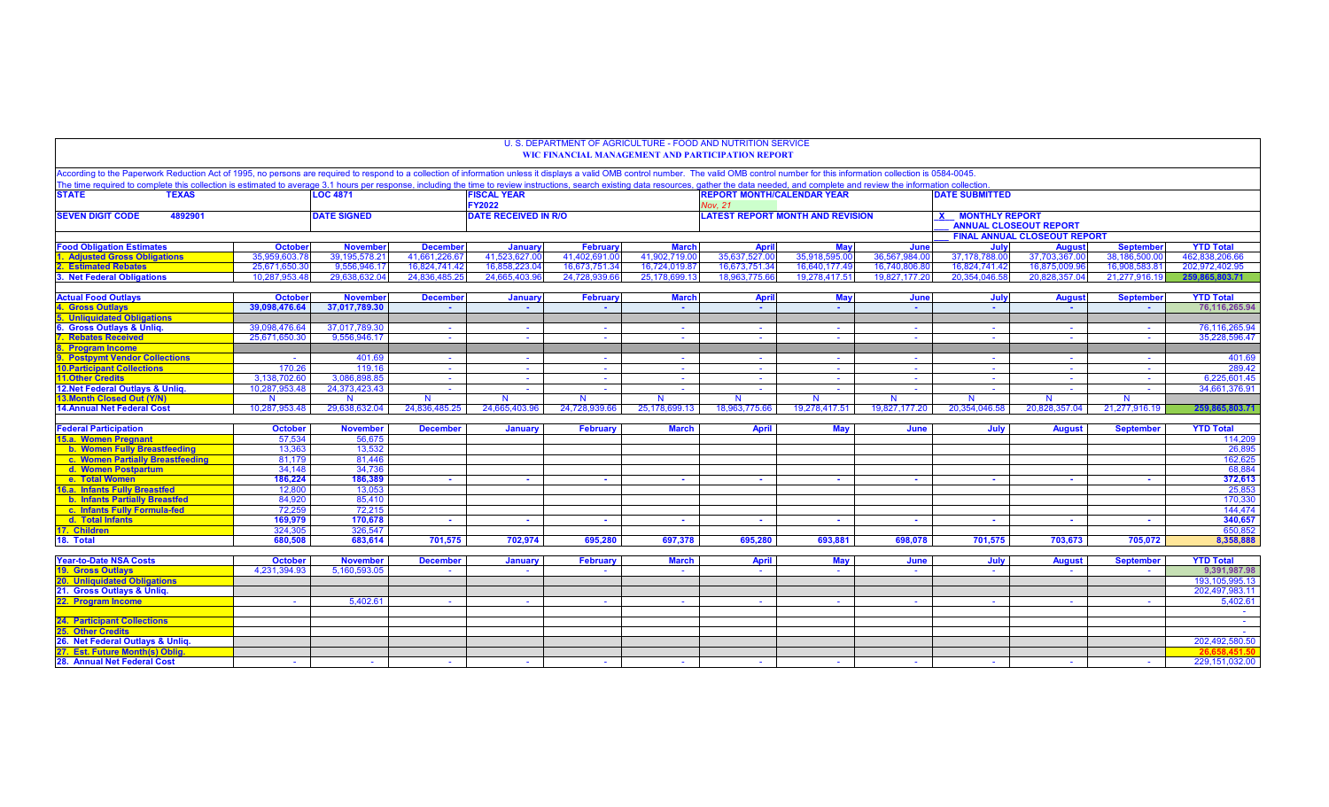U. S. DEPARTMENT OF AGRICULTURE - FOOD AND NUTRITION SERVICE

**WIC FINANCIAL MANAGEMENT AND PARTICIPATION REPORT**

According to the Paperwork Reduction Act of 1995, no persons are required to respond to a collection of information unless it displays a valid OMB control number. The valid OMB control number for this information collection is 0584-0045.
The time required to complete this collection is estimated to average 3.1 hours per response, including the time to review instructions, search existing data resources, gather the data needed, and complete and review the information collection.

| STATE TEXAS | LOC 4871 | FISCAL YEAR FY2022 | REPORT MONTH/CALENDAR YEAR Nov. 21 | DATE SUBMITTED |
|---|---|---|---|---|
| SEVEN DIGIT CODE 4892901 | DATE SIGNED | DATE RECEIVED IN R/O | LATEST REPORT MONTH AND REVISION | X MONTHLY REPORT<br>___ ANNUAL CLOSEOUT REPORT<br>___ FINAL ANNUAL CLOSEOUT REPORT |

| Food Obligation Estimates | October | November | December | January | February | March | April | May | June | July | August | September | YTD Total |
|---|---|---|---|---|---|---|---|---|---|---|---|---|---|
| 1. Adjusted Gross Obligations | 35,959,603.78 | 39,195,578.21 | 41,661,226.67 | 41,523,627.00 | 41,402,691.00 | 41,902,719.00 | 35,637,527.00 | 35,918,595.00 | 36,567,984.00 | 37,178,788.00 | 37,703,367.00 | 38,186,500.00 | 462,838,206.66 |
| 2. Estimated Rebates | 25,671,650.30 | 9,556,946.17 | 16,824,741.42 | 16,858,223.04 | 16,673,751.34 | 16,724,019.87 | 16,673,751.34 | 16,640,177.49 | 16,740,806.80 | 16,824,741.42 | 16,875,009.96 | 16,908,583.81 | 202,972,402.95 |
| 3. Net Food Obligations | 10,287,953.48 | 29,638,632.04 | 24,836,485.25 | 24,665,403.96 | 24,728,939.66 | 25,178,699.13 | 18,963,775.66 | 19,278,417.51 | 19,827,177.20 | 20,354,046.58 | 20,828,357.04 | 21,277,916.19 | 259,865,803.71 |

| Actual Food Outlays | October | November | December | January | February | March | April | May | June | July | August | September | YTD Total |
|---|---|---|---|---|---|---|---|---|---|---|---|---|---|
| 4. Gross Outlays | 39,098,476.64 | 37,017,789.30 | - | - | - | - | - | - | - | - | - | - | 76,116,265.94 |
| 5. Unliquidated Obligations | | | | | | | | | | | | | |
| 6. Gross Outlays & Unliq. | 39,098,476.64 | 37,017,789.30 | - | - | - | - | - | - | - | - | - | - | 76,116,265.94 |
| 7. Rebates Received | 25,671,650.30 | 9,556,946.17 | - | - | - | - | - | - | - | - | - | - | 35,228,596.47 |
| 8. Program Income | | | | | | | | | | | | | |
| 9. Postpymt Vendor Collections | - | 401.69 | - | - | - | - | - | - | - | - | - | - | 401.69 |
| 10. Participant Collections | 170.26 | 119.16 | - | - | - | - | - | - | - | - | - | - | 289.42 |
| 11. Other Credits | 3,138,702.60 | 3,086,898.85 | - | - | - | - | - | - | - | - | - | - | 6,225,601.45 |
| 12. Net Federal Outlays & Unliq. | 10,287,953.48 | 24,373,423.43 | - | - | - | - | - | - | - | - | - | - | 34,661,376.91 |
| 13. Month Closed Out (Y/N) | N | N | N | N | N | N | N | N | N | N | N | N | |
| 14. Annual Net Federal Cost | 10,287,953.48 | 29,638,632.04 | 24,836,485.25 | 24,665,403.96 | 24,728,939.66 | 25,178,699.13 | 18,963,775.66 | 19,278,417.51 | 19,827,177.20 | 20,354,046.58 | 20,828,357.04 | 21,277,916.19 | 259,865,803.71 |

| Federal Participation | October | November | December | January | February | March | April | May | June | July | August | September | YTD Total |
|---|---|---|---|---|---|---|---|---|---|---|---|---|---|
| 15.a. Women Pregnant | 57,534 | 56,675 | | | | | | | | | | | 114,209 |
| b. Women Fully Breastfeeding | 13,363 | 13,532 | | | | | | | | | | | 26,895 |
| c. Women Partially Breastfeeding | 81,179 | 81,446 | | | | | | | | | | | 162,625 |
| d. Women Postpartum | 34,148 | 34,736 | | | | | | | | | | | 68,884 |
| e. Total Women | 186,224 | 186,389 | - | - | - | - | - | - | - | - | - | - | 372,613 |
| 16.a. Infants Fully Breastfed | 12,800 | 13,053 | | | | | | | | | | | 25,853 |
| b. Infants Partially Breastfed | 84,920 | 85,410 | | | | | | | | | | | 170,330 |
| c. Infants Fully Formula-fed | 72,259 | 72,215 | | | | | | | | | | | 144,474 |
| d. Total Infants | 169,979 | 170,678 | - | - | - | - | - | - | - | - | - | - | 340,657 |
| 17. Children | 324,305 | 326,547 | | | | | | | | | | | 650,852 |
| 18. Total | 680,508 | 683,614 | 701,575 | 702,974 | 695,280 | 697,378 | 695,280 | 693,881 | 698,078 | 701,575 | 703,673 | 705,072 | 8,358,888 |

| Year-to-Date NSA Costs | October | November | December | January | February | March | April | May | June | July | August | September | YTD Total |
|---|---|---|---|---|---|---|---|---|---|---|---|---|---|
| 19. Gross Outlays | 4,231,394.93 | 5,160,593.05 | - | - | - | - | - | - | - | - | - | - | 9,391,987.98 |
| 20. Unliquidated Obligations | | | | | | | | | | | | | 193,105,995.13 |
| 21. Gross Outlays & Unliq. | | | | | | | | | | | | | 202,497,983.11 |
| 22. Program Income | - | 5,402.61 | - | - | - | - | - | - | - | - | - | - | 5,402.61 |
| | | | | | | | | | | | | | - |
| 24. Participant Collections | | | | | | | | | | | | | - |
| 25. Other Credits | | | | | | | | | | | | | - |
| 26. Net Federal Outlays & Unliq. | | | | | | | | | | | | | 202,492,580.50 |
| 27. Est. Future Month(s) Oblig. | | | | | | | | | | | | | 26,658,451.50 |
| 28. Annual Net Federal Cost | - | - | - | - | - | - | - | - | - | - | - | - | 229,151,032.00 |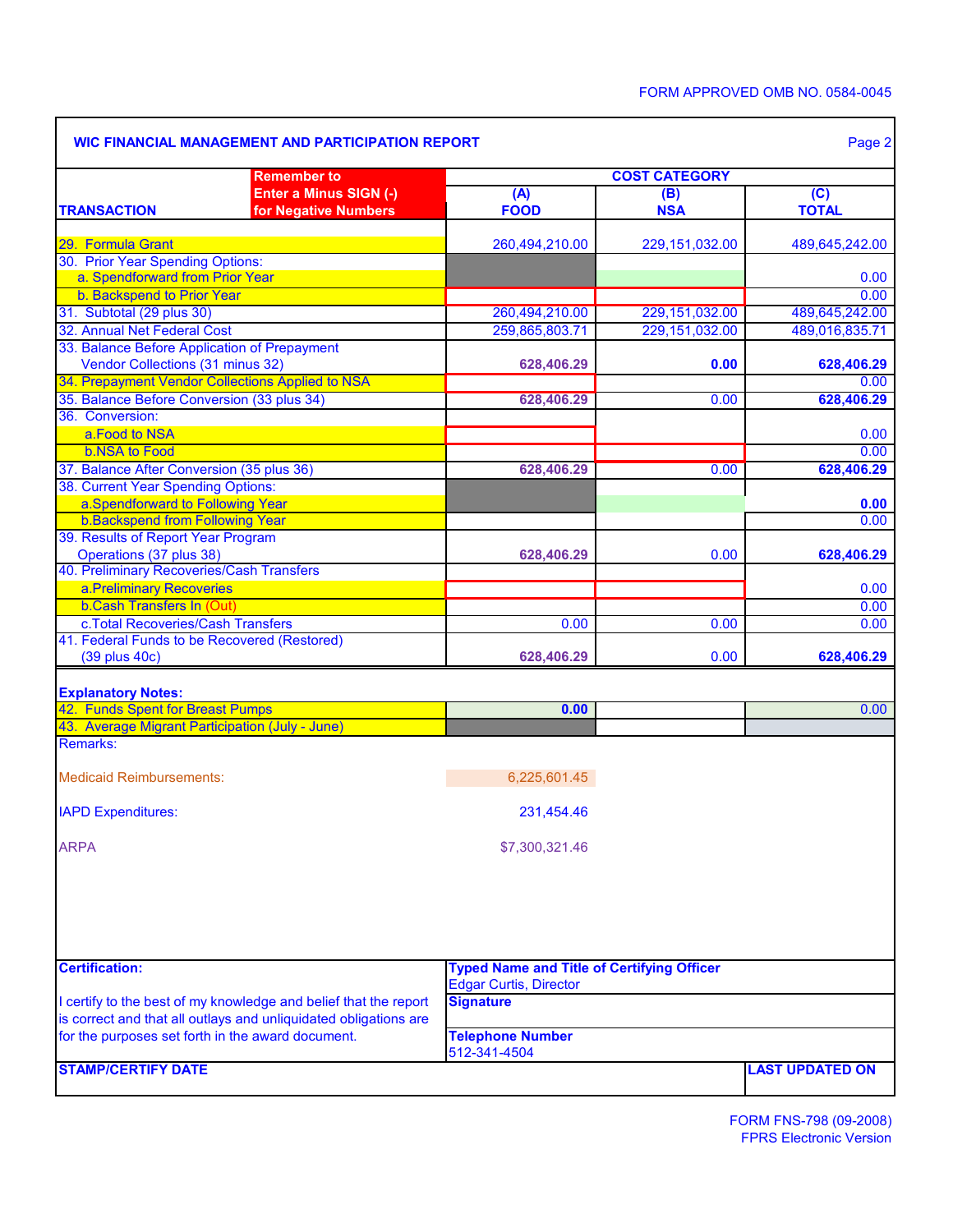FORM APPROVED OMB NO. 0584-0045

## WIC FINANCIAL MANAGEMENT AND PARTICIPATION REPORT

Page 2

| TRANSACTION | Remember to Enter a Minus SIGN (-) for Negative Numbers | COST CATEGORY (A) FOOD | (B) NSA | (C) TOTAL |
|---|---|---|---|---|
| 29. Formula Grant | | 260,494,210.00 | 229,151,032.00 | 489,645,242.00 |
| 30. Prior Year Spending Options: | | | | |
| a. Spendforward from Prior Year | | | | 0.00 |
| b. Backspend to Prior Year | | | | 0.00 |
| 31. Subtotal (29 plus 30) | | 260,494,210.00 | 229,151,032.00 | 489,645,242.00 |
| 32. Annual Net Federal Cost | | 259,865,803.71 | 229,151,032.00 | 489,016,835.71 |
| 33. Balance Before Application of Prepayment Vendor Collections (31 minus 32) | | **628,406.29** | **0.00** | **628,406.29** |
| 34. Prepayment Vendor Collections Applied to NSA | | | | 0.00 |
| 35. Balance Before Conversion (33 plus 34) | | **628,406.29** | 0.00 | **628,406.29** |
| 36. Conversion: | | | | |
| a.Food to NSA | | | | 0.00 |
| b.NSA to Food | | | | 0.00 |
| 37. Balance After Conversion (35 plus 36) | | **628,406.29** | 0.00 | **628,406.29** |
| 38. Current Year Spending Options: | | | | |
| a.Spendforward to Following Year | | | | **0.00** |
| b.Backspend from Following Year | | | | 0.00 |
| 39. Results of Report Year Program Operations (37 plus 38) | | **628,406.29** | 0.00 | **628,406.29** |
| 40. Preliminary Recoveries/Cash Transfers | | | | |
| a.Preliminary Recoveries | | | | 0.00 |
| b.Cash Transfers In (Out) | | | | 0.00 |
| c.Total Recoveries/Cash Transfers | | 0.00 | 0.00 | 0.00 |
| 41. Federal Funds to be Recovered (Restored) (39 plus 40c) | | **628,406.29** | 0.00 | **628,406.29** |

**Explanatory Notes:**

| | | | | |
|---|---|---|---|---|
| 42. Funds Spent for Breast Pumps | | **0.00** | | 0.00 |
| 43. Average Migrant Participation (July - June) | | | | |

Remarks:

Medicaid Reimbursements: 6,225,601.45

IAPD Expenditures: 231,454.46

ARPA $7,300,321.46

**Certification:**

I certify to the best of my knowledge and belief that the report is correct and that all outlays and unliquidated obligations are for the purposes set forth in the award document.

**Typed Name and Title of Certifying Officer**
Edgar Curtis, Director

**Signature**

**Telephone Number**
512-341-4504

**STAMP/CERTIFY DATE**

**LAST UPDATED ON**

FORM FNS-798 (09-2008)
FPRS Electronic Version